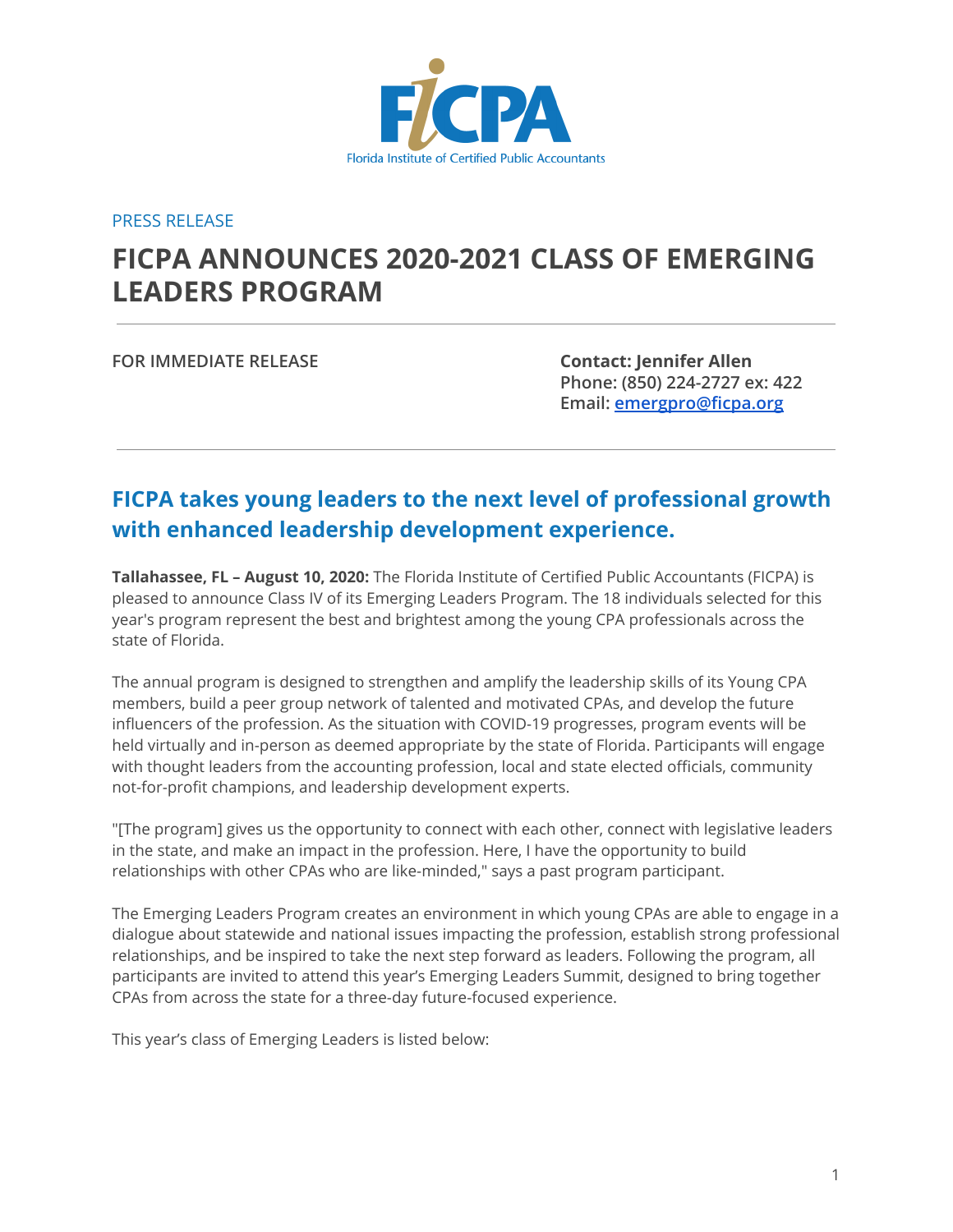FICPA

Florida Institute of Certified Public Accountants

PRESS RELEASE

# FICPA ANNOUNCES 2020-2021 CLASS OF EMERGING LEADERS PROGRAM

---

**FOR IMMEDIATE RELEASE**

**Contact: Jennifer Allen**
**Phone: (850) 224-2727 ex: 422**
**Email: emergpro@ficpa.org**

---

## FICPA takes young leaders to the next level of professional growth with enhanced leadership development experience.

**Tallahassee, FL – August 10, 2020:** The Florida Institute of Certified Public Accountants (FICPA) is pleased to announce Class IV of its Emerging Leaders Program. The 18 individuals selected for this year's program represent the best and brightest among the young CPA professionals across the state of Florida.

The annual program is designed to strengthen and amplify the leadership skills of its Young CPA members, build a peer group network of talented and motivated CPAs, and develop the future influencers of the profession. As the situation with COVID-19 progresses, program events will be held virtually and in-person as deemed appropriate by the state of Florida. Participants will engage with thought leaders from the accounting profession, local and state elected officials, community not-for-profit champions, and leadership development experts.

"[The program] gives us the opportunity to connect with each other, connect with legislative leaders in the state, and make an impact in the profession. Here, I have the opportunity to build relationships with other CPAs who are like-minded," says a past program participant.

The Emerging Leaders Program creates an environment in which young CPAs are able to engage in a dialogue about statewide and national issues impacting the profession, establish strong professional relationships, and be inspired to take the next step forward as leaders. Following the program, all participants are invited to attend this year's Emerging Leaders Summit, designed to bring together CPAs from across the state for a three-day future-focused experience.

This year's class of Emerging Leaders is listed below: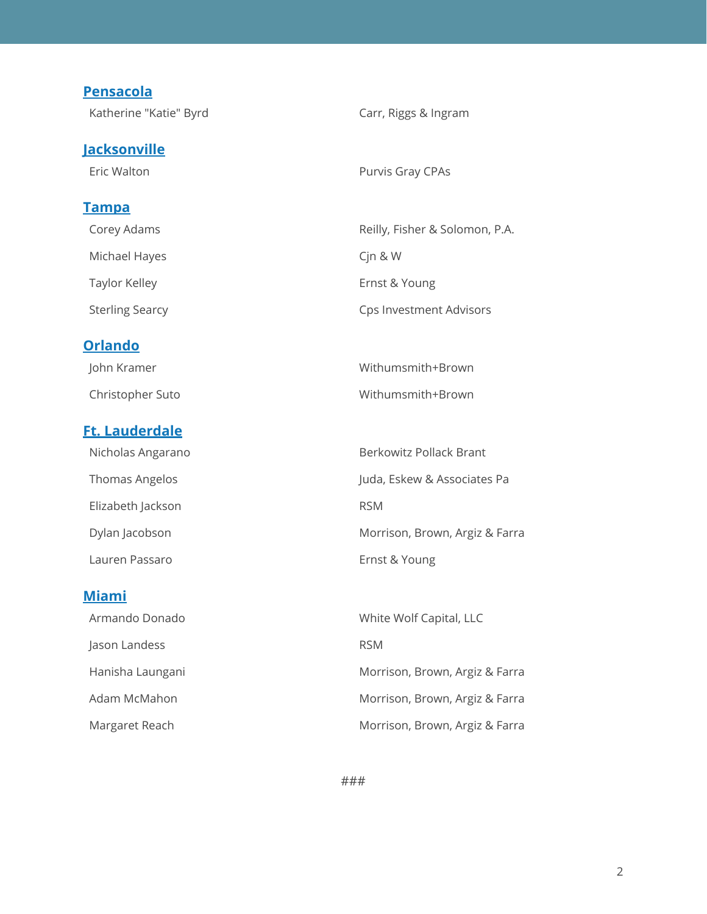## [Pensacola]

| | |
|---|---|
| Katherine "Katie" Byrd | Carr, Riggs & Ingram |

## [Jacksonville]

| | |
|---|---|
| Eric Walton | Purvis Gray CPAs |

## [Tampa]

| | |
|---|---|
| Corey Adams | Reilly, Fisher & Solomon, P.A. |
| Michael Hayes | Cjn & W |
| Taylor Kelley | Ernst & Young |
| Sterling Searcy | Cps Investment Advisors |

## [Orlando]

| | |
|---|---|
| John Kramer | Withumsmith+Brown |
| Christopher Suto | Withumsmith+Brown |

## [Ft. Lauderdale]

| | |
|---|---|
| Nicholas Angarano | Berkowitz Pollack Brant |
| Thomas Angelos | Juda, Eskew & Associates Pa |
| Elizabeth Jackson | RSM |
| Dylan Jacobson | Morrison, Brown, Argiz & Farra |
| Lauren Passaro | Ernst & Young |

## [Miami]

| | |
|---|---|
| Armando Donado | White Wolf Capital, LLC |
| Jason Landess | RSM |
| Hanisha Laungani | Morrison, Brown, Argiz & Farra |
| Adam McMahon | Morrison, Brown, Argiz & Farra |
| Margaret Reach | Morrison, Brown, Argiz & Farra |

###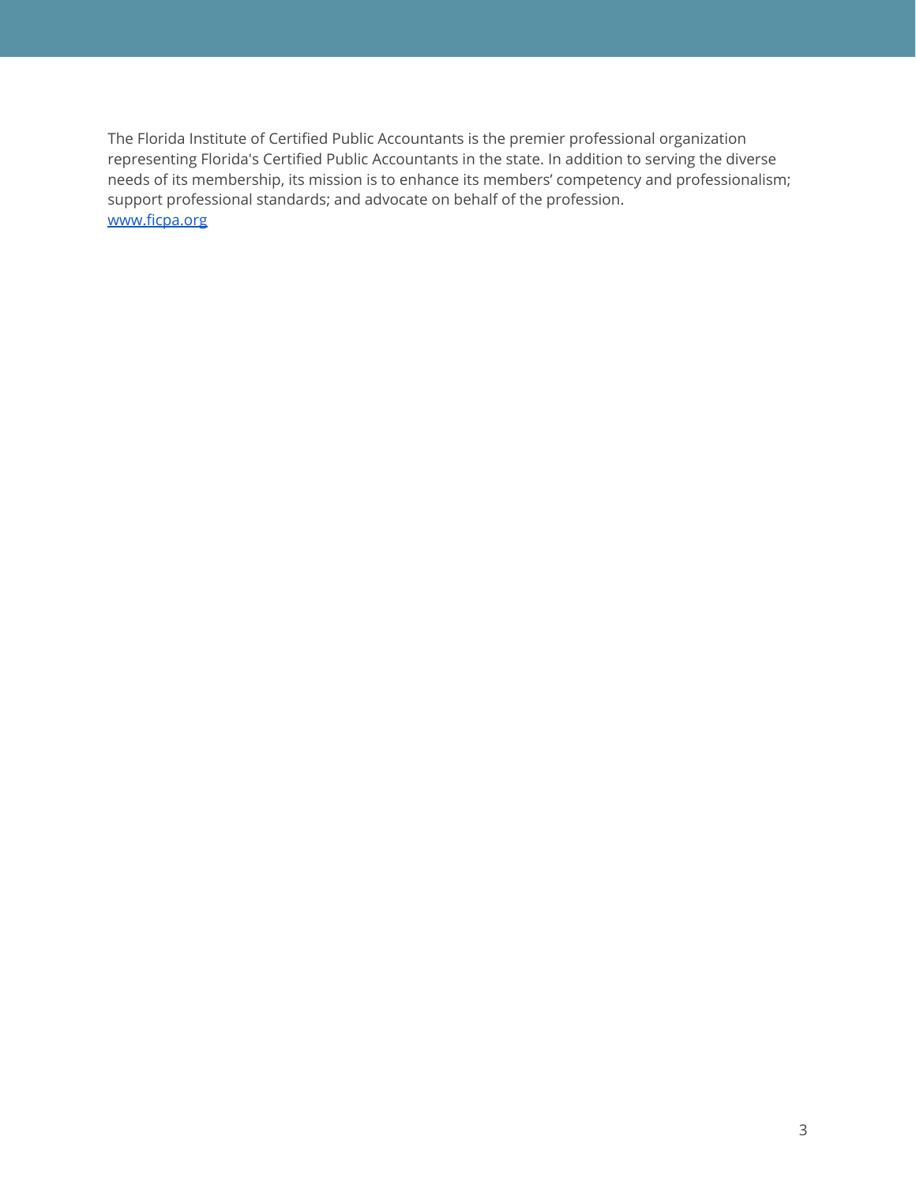The Florida Institute of Certified Public Accountants is the premier professional organization representing Florida's Certified Public Accountants in the state. In addition to serving the diverse needs of its membership, its mission is to enhance its members' competency and professionalism; support professional standards; and advocate on behalf of the profession.
[www.ficpa.org](http://www.ficpa.org)